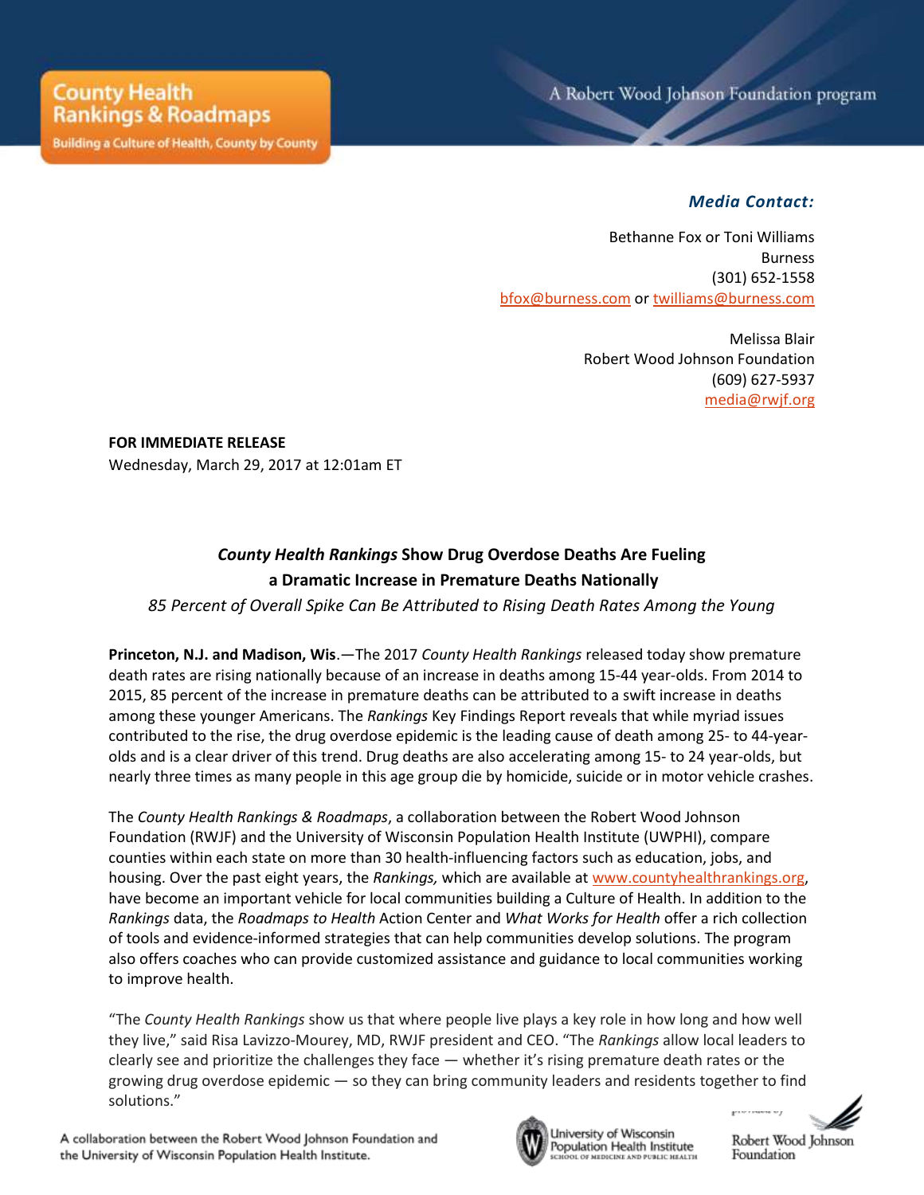County Health Rankings & Roadmaps

Building a Culture of Health, County by County

A Robert Wood Johnson Foundation program

***Media Contact:***

Bethanne Fox or Toni Williams
Burness
(301) 652-1558
bfox@burness.com or twilliams@burness.com

Melissa Blair
Robert Wood Johnson Foundation
(609) 627-5937
media@rwjf.org

**FOR IMMEDIATE RELEASE**
Wednesday, March 29, 2017 at 12:01am ET

## ***County Health Rankings* Show Drug Overdose Deaths Are Fueling a Dramatic Increase in Premature Deaths Nationally**

*85 Percent of Overall Spike Can Be Attributed to Rising Death Rates Among the Young*

**Princeton, N.J. and Madison, Wis**.—The 2017 *County Health Rankings* released today show premature death rates are rising nationally because of an increase in deaths among 15-44 year-olds. From 2014 to 2015, 85 percent of the increase in premature deaths can be attributed to a swift increase in deaths among these younger Americans. The *Rankings* Key Findings Report reveals that while myriad issues contributed to the rise, the drug overdose epidemic is the leading cause of death among 25- to 44-year-olds and is a clear driver of this trend. Drug deaths are also accelerating among 15- to 24 year-olds, but nearly three times as many people in this age group die by homicide, suicide or in motor vehicle crashes.

The *County Health Rankings & Roadmaps*, a collaboration between the Robert Wood Johnson Foundation (RWJF) and the University of Wisconsin Population Health Institute (UWPHI), compare counties within each state on more than 30 health-influencing factors such as education, jobs, and housing. Over the past eight years, the *Rankings,* which are available at www.countyhealthrankings.org, have become an important vehicle for local communities building a Culture of Health. In addition to the *Rankings* data, the *Roadmaps to Health* Action Center and *What Works for Health* offer a rich collection of tools and evidence-informed strategies that can help communities develop solutions. The program also offers coaches who can provide customized assistance and guidance to local communities working to improve health.

"The *County Health Rankings* show us that where people live plays a key role in how long and how well they live," said Risa Lavizzo-Mourey, MD, RWJF president and CEO. "The *Rankings* allow local leaders to clearly see and prioritize the challenges they face — whether it's rising premature death rates or the growing drug overdose epidemic — so they can bring community leaders and residents together to find solutions."

A collaboration between the Robert Wood Johnson Foundation and the University of Wisconsin Population Health Institute.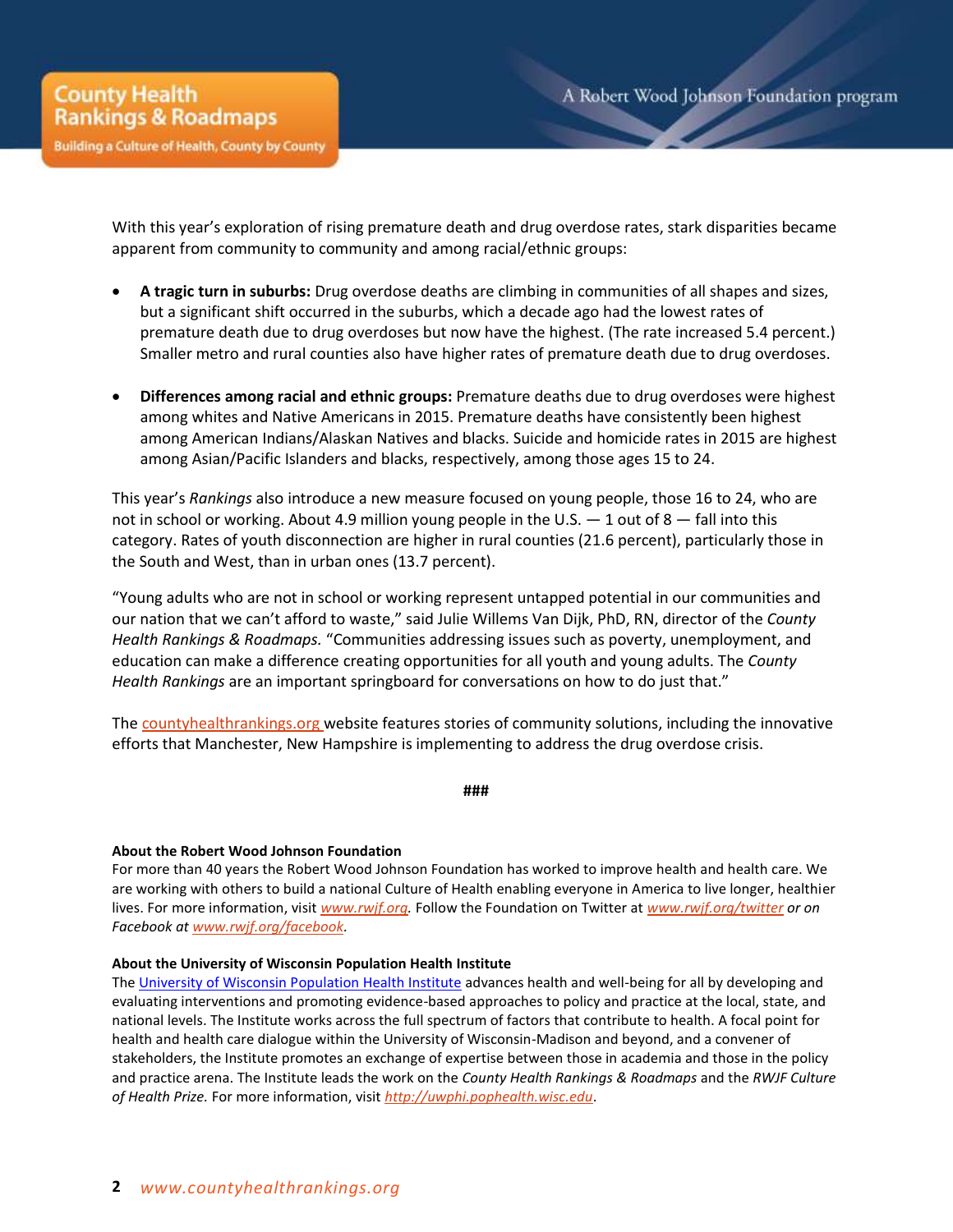With this year's exploration of rising premature death and drug overdose rates, stark disparities became apparent from community to community and among racial/ethnic groups:

- **A tragic turn in suburbs:** Drug overdose deaths are climbing in communities of all shapes and sizes, but a significant shift occurred in the suburbs, which a decade ago had the lowest rates of premature death due to drug overdoses but now have the highest. (The rate increased 5.4 percent.) Smaller metro and rural counties also have higher rates of premature death due to drug overdoses.
- **Differences among racial and ethnic groups:** Premature deaths due to drug overdoses were highest among whites and Native Americans in 2015. Premature deaths have consistently been highest among American Indians/Alaskan Natives and blacks. Suicide and homicide rates in 2015 are highest among Asian/Pacific Islanders and blacks, respectively, among those ages 15 to 24.

This year's *Rankings* also introduce a new measure focused on young people, those 16 to 24, who are not in school or working. About 4.9 million young people in the U.S. — 1 out of 8 — fall into this category. Rates of youth disconnection are higher in rural counties (21.6 percent), particularly those in the South and West, than in urban ones (13.7 percent).

"Young adults who are not in school or working represent untapped potential in our communities and our nation that we can't afford to waste," said Julie Willems Van Dijk, PhD, RN, director of the *County Health Rankings & Roadmaps.* "Communities addressing issues such as poverty, unemployment, and education can make a difference creating opportunities for all youth and young adults. The *County Health Rankings* are an important springboard for conversations on how to do just that."

The countyhealthrankings.org website features stories of community solutions, including the innovative efforts that Manchester, New Hampshire is implementing to address the drug overdose crisis.

###

**About the Robert Wood Johnson Foundation**
For more than 40 years the Robert Wood Johnson Foundation has worked to improve health and health care. We are working with others to build a national Culture of Health enabling everyone in America to live longer, healthier lives. For more information, visit *www.rwjf.org.* Follow the Foundation on Twitter at *www.rwjf.org/twitter or on Facebook at www.rwjf.org/facebook.*

**About the University of Wisconsin Population Health Institute**
The University of Wisconsin Population Health Institute advances health and well-being for all by developing and evaluating interventions and promoting evidence-based approaches to policy and practice at the local, state, and national levels. The Institute works across the full spectrum of factors that contribute to health. A focal point for health and health care dialogue within the University of Wisconsin-Madison and beyond, and a convener of stakeholders, the Institute promotes an exchange of expertise between those in academia and those in the policy and practice arena. The Institute leads the work on the *County Health Rankings & Roadmaps* and the *RWJF Culture of Health Prize.* For more information, visit *http://uwphi.pophealth.wisc.edu*.